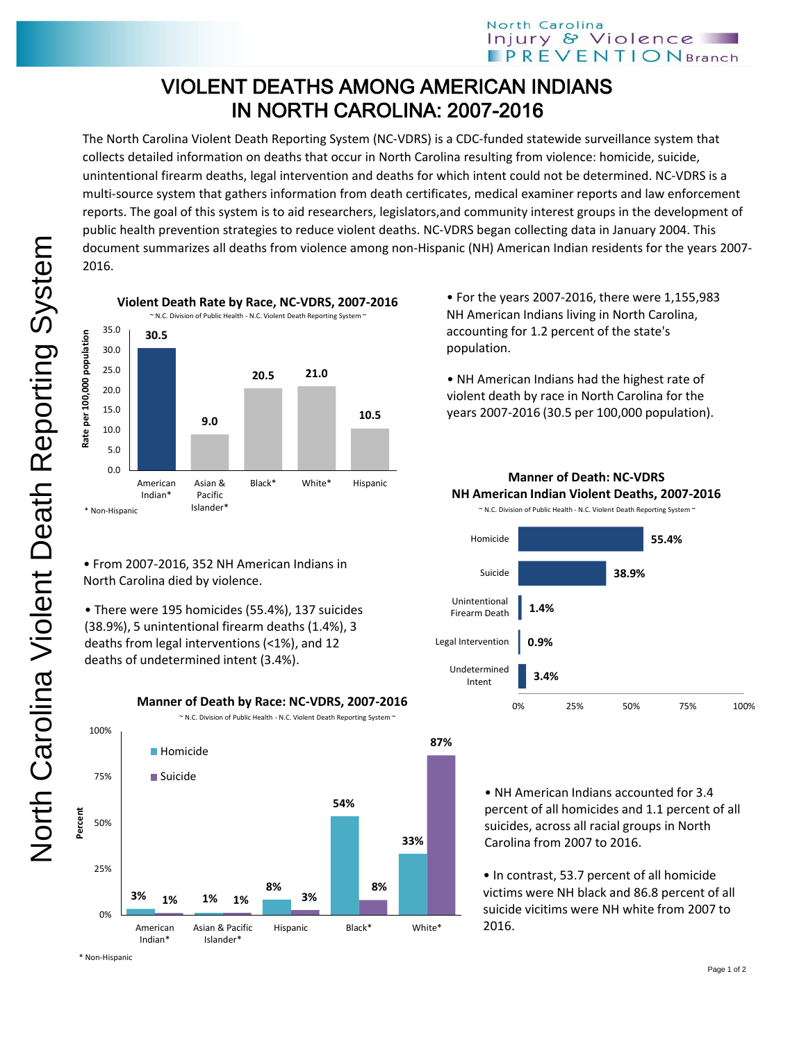# VIOLENT DEATHS AMONG AMERICAN INDIANS IN NORTH CAROLINA: 2007-2016

The North Carolina Violent Death Reporting System (NC-VDRS) is a CDC-funded statewide surveillance system that collects detailed information on deaths that occur in North Carolina resulting from violence: homicide, suicide, unintentional firearm deaths, legal intervention and deaths for which intent could not be determined. NC-VDRS is a multi-source system that gathers information from death certificates, medical examiner reports and law enforcement reports. The goal of this system is to aid researchers, legislators,and community interest groups in the development of public health prevention strategies to reduce violent deaths. NC-VDRS began collecting data in January 2004. This document summarizes all deaths from violence among non-Hispanic (NH) American Indian residents for the years 2007-2016.

**Violent Death Rate by Race, NC-VDRS, 2007-2016**

~ N.C. Division of Public Health - N.C. Violent Death Reporting System ~

| Race | Rate per 100,000 population |
|---|---|
| American Indian* | 30.5 |
| Asian & Pacific Islander* | 9.0 |
| Black* | 20.5 |
| White* | 21.0 |
| Hispanic | 10.5 |

\* Non-Hispanic

- For the years 2007-2016, there were 1,155,983 NH American Indians living in North Carolina, accounting for 1.2 percent of the state's population.
- NH American Indians had the highest rate of violent death by race in North Carolina for the years 2007-2016 (30.5 per 100,000 population).

- From 2007-2016, 352 NH American Indians in North Carolina died by violence.
- There were 195 homicides (55.4%), 137 suicides (38.9%), 5 unintentional firearm deaths (1.4%), 3 deaths from legal interventions (<1%), and 12 deaths of undetermined intent (3.4%).

**Manner of Death: NC-VDRS NH American Indian Violent Deaths, 2007-2016**

~ N.C. Division of Public Health - N.C. Violent Death Reporting System ~

| Manner of Death | Percent |
|---|---|
| Homicide | 55.4% |
| Suicide | 38.9% |
| Unintentional Firearm Death | 1.4% |
| Legal Intervention | 0.9% |
| Undetermined Intent | 3.4% |

**Manner of Death by Race: NC-VDRS, 2007-2016**

~ N.C. Division of Public Health - N.C. Violent Death Reporting System ~

| Race | Homicide | Suicide |
|---|---|---|
| American Indian* | 3% | 1% |
| Asian & Pacific Islander* | 1% | 1% |
| Hispanic | 8% | 3% |
| Black* | 54% | 8% |
| White* | 33% | 87% |

\* Non-Hispanic

- NH American Indians accounted for 3.4 percent of all homicides and 1.1 percent of all suicides, across all racial groups in North Carolina from 2007 to 2016.
- In contrast, 53.7 percent of all homicide victims were NH black and 86.8 percent of all suicide vicitims were NH white from 2007 to 2016.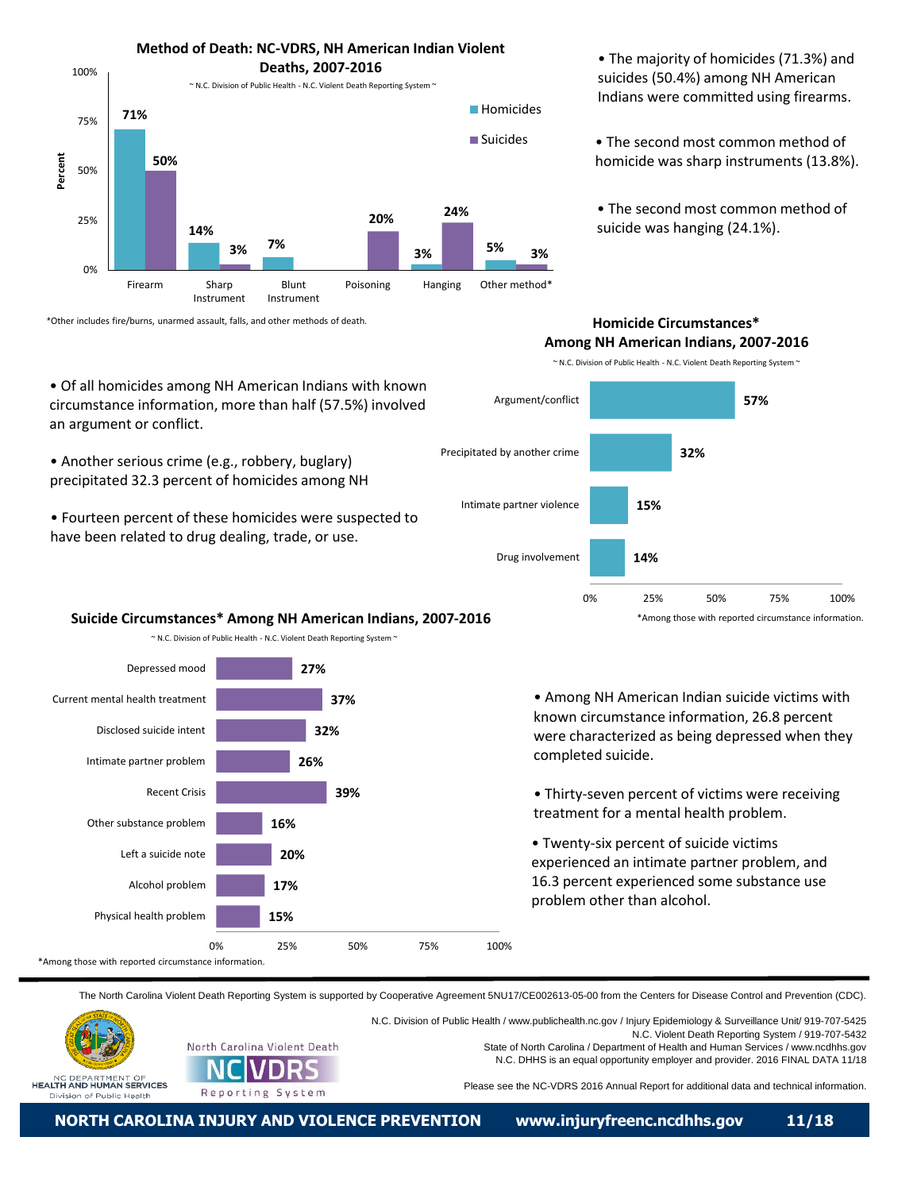## Method of Death: NC-VDRS, NH American Indian Violent Deaths, 2007-2016

~ N.C. Division of Public Health - N.C. Violent Death Reporting System ~

Percent

100%
75%
50%
25%
0%

Homicides
Suicides

Firearm: 71%, 50%
Sharp Instrument: 14%, 3%
Blunt Instrument: 7%
Poisoning: 20%
Hanging: 3%, 24%
Other method*: 5%, 3%

*Other includes fire/burns, unarmed assault, falls, and other methods of death.

- The majority of homicides (71.3%) and suicides (50.4%) among NH American Indians were committed using firearms.
- The second most common method of homicide was sharp instruments (13.8%).
- The second most common method of suicide was hanging (24.1%).

## Homicide Circumstances* Among NH American Indians, 2007-2016

~ N.C. Division of Public Health - N.C. Violent Death Reporting System ~

Argument/conflict: 57%
Precipitated by another crime: 32%
Intimate partner violence: 15%
Drug involvement: 14%

0% 25% 50% 75% 100%

*Among those with reported circumstance information.

- Of all homicides among NH American Indians with known circumstance information, more than half (57.5%) involved an argument or conflict.
- Another serious crime (e.g., robbery, buglary) precipitated 32.3 percent of homicides among NH
- Fourteen percent of these homicides were suspected to have been related to drug dealing, trade, or use.

## Suicide Circumstances* Among NH American Indians, 2007-2016

~ N.C. Division of Public Health - N.C. Violent Death Reporting System ~

Depressed mood: 27%
Current mental health treatment: 37%
Disclosed suicide intent: 32%
Intimate partner problem: 26%
Recent Crisis: 39%
Other substance problem: 16%
Left a suicide note: 20%
Alcohol problem: 17%
Physical health problem: 15%

0% 25% 50% 75% 100%

*Among those with reported circumstance information.

- Among NH American Indian suicide victims with known circumstance information, 26.8 percent were characterized as being depressed when they completed suicide.
- Thirty-seven percent of victims were receiving treatment for a mental health problem.
- Twenty-six percent of suicide victims experienced an intimate partner problem, and 16.3 percent experienced some substance use problem other than alcohol.

---

The North Carolina Violent Death Reporting System is supported by Cooperative Agreement 5NU17/CE002613-05-00 from the Centers for Disease Control and Prevention (CDC).

NC DEPARTMENT OF HEALTH AND HUMAN SERVICES Division of Public Health

North Carolina Violent Death NC VDRS Reporting System

N.C. Division of Public Health / www.publichealth.nc.gov / Injury Epidemiology & Surveillance Unit/ 919-707-5425
N.C. Violent Death Reporting System / 919-707-5432
State of North Carolina / Department of Health and Human Services / www.ncdhhs.gov
N.C. DHHS is an equal opportunity employer and provider. 2016 FINAL DATA 11/18

Please see the NC-VDRS 2016 Annual Report for additional data and technical information.

**NORTH CAROLINA INJURY AND VIOLENCE PREVENTION www.injuryfreenc.ncdhhs.gov 11/18**